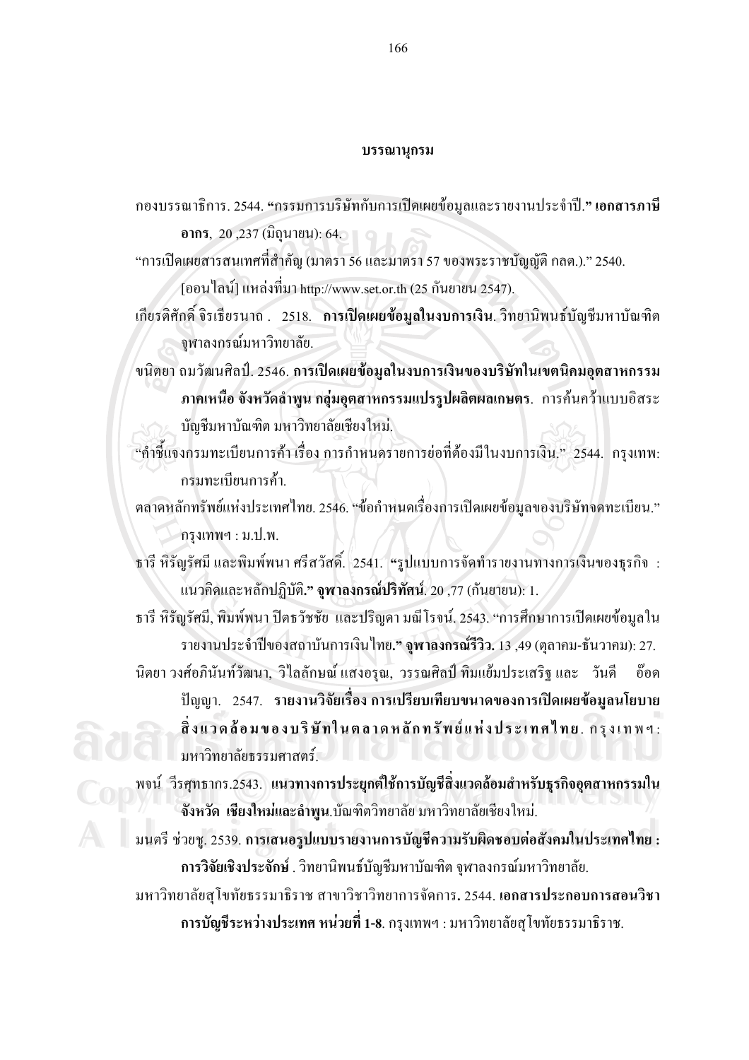# บรรณานุกรม

กองบรรณาธิการ. 2544. **“กรรมการบริษัทกับการเปิดเผยข้อมูลและรายงานประจำปี.” เอกสารภาษีอากร**, 20 ,237 (มิถุนายน): 64.

“การเปิดเผยสารสนเทศที่สำคัญ (มาตรา 56 และมาตรา 57 ของพระราชบัญญัติ กลต.).” 2540. [ออนไลน์] แหล่งที่มา http://www.set.or.th (25 กันยายน 2547).

เกียรติศักดิ์ จิรเธียรนาถ . 2518. **การเปิดเผยข้อมูลในงบการเงิน**. วิทยานิพนธ์บัญชีมหาบัณฑิต จุฬาลงกรณ์มหาวิทยาลัย.

ขนิตยา ถมวัฒนศิลป์. 2546. **การเปิดเผยข้อมูลในงบการเงินของบริษัทในเขตนิคมอุตสาหกรรมภาคเหนือ จังหวัดลำพูน กลุ่มอุตสาหกรรมแปรรูปผลิตผลเกษตร**. การค้นคว้าแบบอิสระ บัญชีมหาบัณฑิต มหาวิทยาลัยเชียงใหม่.

“คำชี้แจงกรมทะเบียนการค้า เรื่อง การกำหนดรายการย่อที่ต้องมีในงบการเงิน.” 2544. กรุงเทพ: กรมทะเบียนการค้า.

ตลาดหลักทรัพย์แห่งประเทศไทย. 2546. “ข้อกำหนดเรื่องการเปิดเผยข้อมูลของบริษัทจดทะเบียน.” กรุงเทพฯ : ม.ป.พ.

ธารี หิรัญรัศมี และพิมพ์พนา ศรีสวัสดิ์. 2541. **“รูปแบบการจัดทำรายงานทางการเงินของธุรกิจ : แนวคิดและหลักปฏิบัติ.” จุฬาลงกรณ์ปริทัศน์**. 20 ,77 (กันยายน): 1.

ธารี หิรัญรัศมี, พิมพ์พนา ปีตธวัชชัย และปริญดา มณีโรจน์. 2543. “การศึกษาการเปิดเผยข้อมูลในรายงานประจำปีของสถาบันการเงินไทย**.” จุฬาลงกรณ์รีวิว.** 13 ,49 (ตุลาคม-ธันวาคม): 27.

นิตยา วงศ์อภินันท์วัฒนา, วิไลลักษณ์ แสงอรุณ, วรรณศิลป์ ทิมแย้มประเสริฐ และ วันดี อ๊อดปัญญา. 2547. **รายงานวิจัยเรื่อง การเปรียบเทียบขนาดของการเปิดเผยข้อมูลนโยบายสิ่งแวดล้อมของบริษัทในตลาดหลักทรัพย์แห่งประเทศไทย**. กรุงเทพฯ: มหาวิทยาลัยธรรมศาสตร์.

พจน์ วีรศุทธากร.2543. **แนวทางการประยุกต์ใช้การบัญชีสิ่งแวดล้อมสำหรับธุรกิจอุตสาหกรรมในจังหวัด เชียงใหม่และลำพูน**.บัณฑิตวิทยาลัย มหาวิทยาลัยเชียงใหม่.

มนตรี ช่วยชู. 2539. **การเสนอรูปแบบรายงานการบัญชีความรับผิดชอบต่อสังคมในประเทศไทย : การวิจัยเชิงประจักษ์** . วิทยานิพนธ์บัญชีมหาบัณฑิต จุฬาลงกรณ์มหาวิทยาลัย.

มหาวิทยาลัยสุโขทัยธรรมาธิราช สาขาวิชาวิทยาการจัดการ**.** 2544. **เอกสารประกอบการสอนวิชาการบัญชีระหว่างประเทศ หน่วยที่ 1-8**. กรุงเทพฯ : มหาวิทยาลัยสุโขทัยธรรมาธิราช.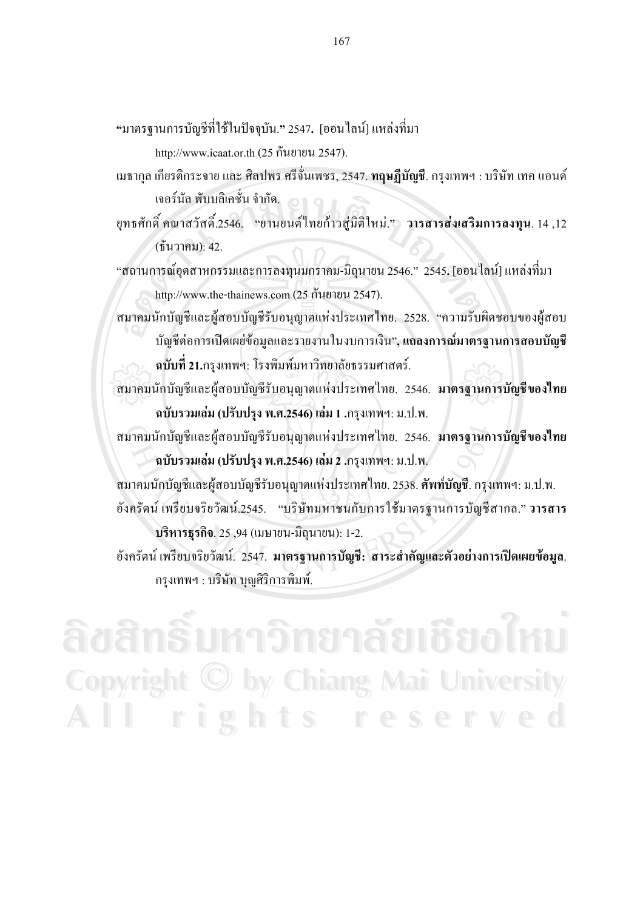"มาตรฐานการบัญชีที่ใช้ในปัจจุบัน." 2547. [ออนไลน์] แหล่งที่มา http://www.icaat.or.th (25 กันยายน 2547).

เมธากุล เกียรติกระจาย และ ศิลปพร ศรีจั่นเพชร, 2547. **ทฤษฎีบัญชี**. กรุงเทพฯ : บริษัท เทค แอนด์ เจอร์นัล พับบลิเคชั่น จำกัด.

ยุทธศักดิ์ คณาสวัสดิ์.2546. "ยานยนต์ไทยก้าวสู่มิติใหม่." **วารสารส่งเสริมการลงทุน**. 14 ,12 (ธันวาคม): 42.

"สถานการณ์อุตสาหกรรมและการลงทุนมกราคม-มิถุนายน 2546." 2545. [ออนไลน์] แหล่งที่มา http://www.the-thainews.com (25 กันยายน 2547).

สมาคมนักบัญชีและผู้สอบบัญชีรับอนุญาตแห่งประเทศไทย. 2528. "ความรับผิดชอบของผู้สอบบัญชีต่อการเปิดเผยข้อมูลและรายงานในงบการเงิน", **แถลงการณ์มาตรฐานการสอบบัญชี ฉบับที่ 21.**กรุงเทพฯ: โรงพิมพ์มหาวิทยาลัยธรรมศาสตร์.

สมาคมนักบัญชีและผู้สอบบัญชีรับอนุญาตแห่งประเทศไทย. 2546. **มาตรฐานการบัญชีของไทย ฉบับรวมเล่ม (ปรับปรุง พ.ศ.2546) เล่ม 1** .กรุงเทพฯ: ม.ป.พ.

สมาคมนักบัญชีและผู้สอบบัญชีรับอนุญาตแห่งประเทศไทย. 2546. **มาตรฐานการบัญชีของไทย ฉบับรวมเล่ม (ปรับปรุง พ.ศ.2546) เล่ม 2** .กรุงเทพฯ: ม.ป.พ.

สมาคมนักบัญชีและผู้สอบบัญชีรับอนุญาตแห่งประเทศไทย. 2538. **ศัพท์บัญชี**. กรุงเทพฯ: ม.ป.พ.

อังครัตน์ เพรียบจริยวัฒน์.2545. "บริษัทมหาชนกับการใช้มาตรฐานการบัญชีสากล." **วารสารบริหารธุรกิจ**. 25 ,94 (เมษายน-มิถุนายน): 1-2.

อังครัตน์ เพรียบจริยวัฒน์. 2547. **มาตรฐานการบัญชี: สาระสำคัญและตัวอย่างการเปิดเผยข้อมูล**. กรุงเทพฯ : บริษัท บุญศิริการพิมพ์.